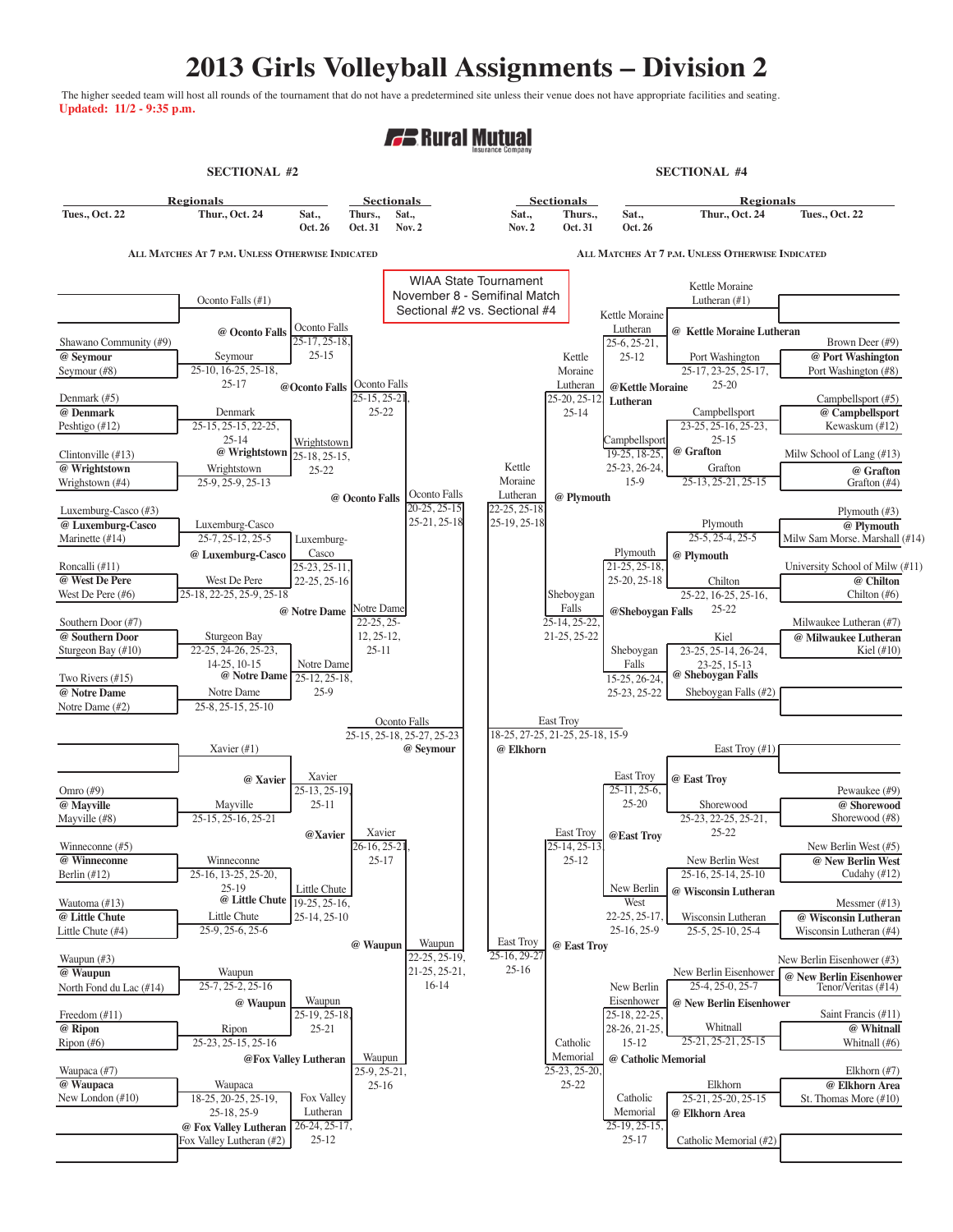# 2013 Girls Volleyball Assignments – Division 2

The higher seeded team will host all rounds of the tournament that do not have a predetermined site unless their venue does not have appropriate facilities and seating.

**Updated: 11/2 - 9:35 p.m.**

Rural Mutual Insurance Company

**WIAA State Tournament**
November 8 - Semifinal Match
Sectional #2 vs. Sectional #4

ALL MATCHES AT 7 P.M. UNLESS OTHERWISE INDICATED

## SECTIONAL #2

Regionals: Tues., Oct. 22 / Thur., Oct. 24 / Sat., Oct. 26 — Sectionals: Thurs., Oct. 31 / Sat., Nov. 2

### Regional Round 1 (Tues., Oct. 22)

| Matchup | Winner | Score |
|---|---|---|
| Oconto Falls (#1) | bye | |
| Shawano Community (#9) @ Seymour / Seymour (#8) | Seymour | 25-10, 16-25, 25-18, 25-17 |
| Denmark (#5) @ Denmark / Peshtigo (#12) | Denmark | 25-15, 25-15, 22-25, 25-14 |
| Clintonville (#13) @ Wrightstown / Wrighstown (#4) | Wrightstown | 25-9, 25-9, 25-13 |
| Luxemburg-Casco (#3) @ Luxemburg-Casco / Marinette (#14) | Luxemburg-Casco | 25-7, 25-12, 25-5 |
| Roncalli (#11) @ West De Pere / West De Pere (#6) | West De Pere | 25-18, 22-25, 25-9, 25-18 |
| Southern Door (#7) @ Southern Door / Sturgeon Bay (#10) | Sturgeon Bay | 22-25, 24-26, 25-23, 14-25, 10-15 |
| Two Rivers (#15) @ Notre Dame / Notre Dame (#2) | Notre Dame | 25-8, 25-15, 25-10 |
| Xavier (#1) | bye | |
| Omro (#9) @ Mayville / Mayville (#8) | Mayville | 25-15, 25-16, 25-21 |
| Winneconne (#5) @ Winneconne / Berlin (#12) | Winneconne | 25-16, 13-25, 25-20, 25-19 |
| Wautoma (#13) @ Little Chute / Little Chute (#4) | Little Chute | 25-9, 25-6, 25-6 |
| Waupun (#3) @ Waupun / North Fond du Lac (#14) | Waupun | 25-7, 25-2, 25-16 |
| Freedom (#11) @ Ripon / Ripon (#6) | Ripon | 25-23, 25-15, 25-16 |
| Waupaca (#7) @ Waupaca / New London (#10) | Waupaca | 18-25, 20-25, 25-19, 25-18, 25-9 |
| Fox Valley Lutheran (#2) | bye | |

### Regional Round 2 (Thur., Oct. 24)

| Site | Winner | Score |
|---|---|---|
| @ Oconto Falls | Oconto Falls | 25-17, 25-18, 25-15 |
| @ Wrightstown | Wrightstown | 25-18, 25-15, 25-22 |
| @ Luxemburg-Casco | Luxemburg-Casco | 25-23, 25-11, 22-25, 25-16 |
| @ Notre Dame | Notre Dame | 25-12, 25-18, 25-9 |
| @ Xavier | Xavier | 25-13, 25-19, 25-11 |
| @ Little Chute | Little Chute | 19-25, 25-16, 25-14, 25-10 |
| @ Waupun | Waupun | 25-19, 25-18, 25-21 |
| @ Fox Valley Lutheran | Fox Valley Lutheran | 26-24, 25-17, 25-12 |

### Regional Finals (Sat., Oct. 26)

| Site | Winner | Score |
|---|---|---|
| @Oconto Falls | Oconto Falls | 25-15, 25-21, 25-22 |
| @ Notre Dame | Notre Dame | 22-25, 25-12, 25-12, 25-11 |
| @Xavier | Xavier | 26-16, 25-21, 25-17 |
| @Fox Valley Lutheran | Waupun | 25-9, 25-21, 25-16 |

### Sectional Semifinals (Thurs., Oct. 31)

| Site | Winner | Score |
|---|---|---|
| @ Oconto Falls | Oconto Falls | 20-25, 25-15, 25-21, 25-18 |
| @ Waupun | Waupun | 22-25, 25-19, 21-25, 25-21, 16-14 |

### Sectional Final (Sat., Nov. 2) — @ Seymour

Oconto Falls: 25-15, 25-18, 25-27, 25-23

## SECTIONAL #4

Sectionals: Sat., Nov. 2 / Thurs., Oct. 31 — Regionals: Sat., Oct. 26 / Thur., Oct. 24 / Tues., Oct. 22

### Regional Round 1 (Tues., Oct. 22)

| Matchup | Winner | Score |
|---|---|---|
| Kettle Moraine Lutheran (#1) | bye | |
| Brown Deer (#9) @ Port Washington / Port Washington (#8) | Port Washington | 25-17, 23-25, 25-17, 25-20 |
| Campbellsport (#5) @ Campbellsport / Kewaskum (#12) | Campbellsport | 23-25, 25-16, 25-23, 25-15 |
| Milw School of Lang (#13) @ Grafton / Grafton (#4) | Grafton | 25-13, 25-21, 25-15 |
| Plymouth (#3) @ Plymouth / Milw Sam Morse. Marshall (#14) | Plymouth | 25-5, 25-4, 25-5 |
| University School of Milw (#11) @ Chilton / Chilton (#6) | Chilton | 25-22, 16-25, 25-16, 25-22 |
| Milwaukee Lutheran (#7) @ Milwaukee Lutheran / Kiel (#10) | Kiel | 23-25, 25-14, 26-24, 23-25, 15-13 |
| Sheboygan Falls (#2) | bye | |
| East Troy (#1) | bye | |
| Pewaukee (#9) @ Shorewood / Shorewood (#8) | Shorewood | 25-23, 22-25, 25-21, 25-22 |
| New Berlin West (#5) @ New Berlin West / Cudahy (#12) | New Berlin West | 25-16, 25-14, 25-10 |
| Messmer (#13) @ Wisconsin Lutheran / Wisconsin Lutheran (#4) | Wisconsin Lutheran | 25-5, 25-10, 25-4 |
| New Berlin Eisenhower (#3) @ New Berlin Eisenhower / Tenor/Veritas (#14) | New Berlin Eisenhower | 25-4, 25-0, 25-7 |
| Saint Francis (#11) @ Whitnall / Whitnall (#6) | Whitnall | 25-21, 25-21, 25-15 |
| Elkhorn (#7) @ Elkhorn Area / St. Thomas More (#10) | Elkhorn | 25-21, 25-20, 25-15 |
| Catholic Memorial (#2) | bye | |

### Regional Round 2 (Thur., Oct. 24)

| Site | Winner | Score |
|---|---|---|
| @ Kettle Moraine Lutheran | Kettle Moraine Lutheran | 25-6, 25-21, 25-12 |
| @ Grafton | Campbellsport | 19-25, 18-25, 25-23, 26-24, 15-9 |
| @ Plymouth | Plymouth | 21-25, 25-18, 25-20, 25-18 |
| @ Sheboygan Falls | Sheboygan Falls | 15-25, 26-24, 25-23, 25-22 |
| @ East Troy | East Troy | 25-11, 25-6, 25-20 |
| @ Wisconsin Lutheran | New Berlin West | 22-25, 25-17, 25-16, 25-9 |
| @ New Berlin Eisenhower | New Berlin Eisenhower | 25-18, 22-25, 28-26, 21-25, 15-12 |
| @ Elkhorn Area | Catholic Memorial | 25-19, 25-15, 25-17 |

### Regional Finals (Sat., Oct. 26)

| Site | Winner | Score |
|---|---|---|
| @Kettle Moraine Lutheran | Kettle Moraine Lutheran | 25-20, 25-12, 25-14 |
| @Sheboygan Falls | Sheboygan Falls | 25-14, 25-22, 21-25, 25-22 |
| @East Troy | East Troy | 25-14, 25-13, 25-12 |
| @ Catholic Memorial | Catholic Memorial | 25-23, 25-20, 25-22 |

### Sectional Semifinals (Thurs., Oct. 31)

| Site | Winner | Score |
|---|---|---|
| @ Plymouth | Kettle Moraine Lutheran | 22-25, 25-18, 25-19, 25-18 |
| @ East Troy | East Troy | 25-16, 29-27, 25-16 |

### Sectional Final (Sat., Nov. 2) — @ Elkhorn

East Troy: 18-25, 27-25, 21-25, 25-18, 15-9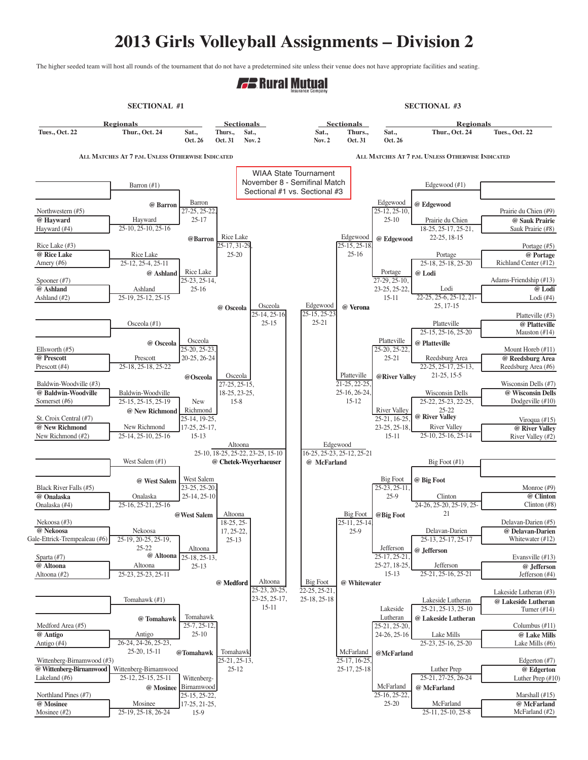# 2013 Girls Volleyball Assignments – Division 2

The higher seeded team will host all rounds of the tournament that do not have a predetermined site unless their venue does not have appropriate facilities and seating.

Rural Mutual Insurance Company

WIAA State Tournament
November 8 - Semifinal Match
Sectional #1 vs. Sectional #3

## SECTIONAL #1

Regionals: Tues., Oct. 22 — Thur., Oct. 24 — Sat., Oct. 26
Sectionals: Thurs., Oct. 31 — Sat., Nov. 2

ALL MATCHES AT 7 P.M. UNLESS OTHERWISE INDICATED

### Regionals – Tues., Oct. 22

- Northwestern (#5) @ Hayward vs. Hayward (#4) — Hayward 25-10, 25-10, 25-16
- Rice Lake (#3) @ Rice Lake vs. Amery (#6) — Rice Lake 25-12, 25-4, 25-11
- Spooner (#7) @ Ashland vs. Ashland (#2) — Ashland 25-19, 25-12, 25-15
- Ellsworth (#5) @ Prescott vs. Prescott (#4) — Prescott 25-18, 25-18, 25-22
- Baldwin-Woodville (#3) @ Baldwin-Woodville vs. Somerset (#6) — Baldwin-Woodville 25-15, 25-15, 25-19
- St. Croix Central (#7) @ New Richmond vs. New Richmond (#2) — New Richmond 25-14, 25-10, 25-16
- Black River Falls (#5) @ Onalaska vs. Onalaska (#4) — Onalaska 25-16, 25-21, 25-16
- Nekoosa (#3) @ Nekoosa vs. Gale-Ettrick-Trempealeau (#6) — Nekoosa 25-19, 20-25, 25-19, 25-22
- Sparta (#7) @ Altoona vs. Altoona (#2) — Altoona 25-23, 25-23, 25-11
- Medford Area (#5) @ Antigo vs. Antigo (#4) — Antigo 26-24, 24-26, 25-23, 25-20, 15-11
- Wittenberg-Birnamwood (#3) @ Wittenberg-Birnamwood vs. Lakeland (#6) — Wittenberg-Birnamwood 25-12, 25-15, 25-11
- Northland Pines (#7) @ Mosinee vs. Mosinee (#2) — Mosinee 25-19, 25-18, 26-24

### Regionals – Thur., Oct. 24

- Barron (#1) @ Barron vs. Hayward — Barron 27-25, 25-22, 25-17
- Rice Lake @ Ashland vs. Ashland — Rice Lake 25-23, 25-14, 25-16
- Osceola (#1) @ Osceola vs. Prescott — Osceola 25-20, 25-23, 20-25, 26-24
- Baldwin-Woodville @ New Richmond vs. New Richmond — New Richmond 25-14, 19-25, 17-25, 25-17, 15-13
- West Salem (#1) @ West Salem vs. Onalaska — West Salem 23-25, 25-20, 25-14, 25-10
- Nekoosa @ Altoona vs. Altoona — Altoona 25-18, 25-13, 25-13
- Tomahawk (#1) @ Tomahawk vs. Antigo — Tomahawk 25-7, 25-12, 25-10
- Wittenberg-Birnamwood @ Mosinee vs. Mosinee — Wittenberg-Birnamwood 25-15, 25-22, 17-25, 21-25, 15-9

### Regionals – Sat., Oct. 26

- Barron vs. Rice Lake @Barron — Rice Lake 25-17, 31-29, 25-20
- Osceola vs. New Richmond @Osceola — Osceola 27-25, 25-15, 18-25, 23-25, 15-8
- West Salem vs. Altoona @West Salem — Altoona 18-25, 25-17, 25-22, 25-13
- Tomahawk vs. Wittenberg-Birnamwood @Tomahawk — Tomahawk 25-21, 25-13, 25-12

### Sectionals – Thurs., Oct. 31

- Rice Lake vs. Osceola @ Osceola — Osceola 25-14, 25-16, 25-15
- Altoona vs. Tomahawk @ Medford — Altoona 25-23, 20-25, 23-25, 25-17, 15-11

### Sectionals – Sat., Nov. 2

- Osceola vs. Altoona @ Chetek-Weyerhaeuser — Altoona 25-10, 18-25, 25-22, 23-25, 15-10

## SECTIONAL #3

Sectionals: Sat., Nov. 2 — Thurs., Oct. 31
Regionals: Sat., Oct. 26 — Thur., Oct. 24 — Tues., Oct. 22

ALL MATCHES AT 7 P.M. UNLESS OTHERWISE INDICATED

### Regionals – Tues., Oct. 22

- Prairie du Chien (#9) @ Sauk Prairie vs. Sauk Prairie (#8) — Prairie du Chien 18-25, 25-17, 25-21, 22-25, 18-15
- Portage (#5) @ Portage vs. Richland Center (#12) — Portage 25-18, 25-18, 25-20
- Adams-Friendship (#13) @ Lodi vs. Lodi (#4) — Lodi 22-25, 25-6, 25-12, 21-25, 17-15
- Platteville (#3) @ Platteville vs. Mauston (#14) — Platteville 25-15, 25-16, 25-20
- Mount Horeb (#11) @ Reedsburg Area vs. Reedsburg Area (#6) — Reedsburg Area 22-25, 25-17, 25-13, 21-25, 15-5
- Wisconsin Dells (#7) @ Wisconsin Dells vs. Dodgeville (#10) — Wisconsin Dells 25-22, 25-23, 22-25, 25-22
- Viroqua (#15) @ River Valley vs. River Valley (#2) — River Valley 25-10, 25-16, 25-14
- Monroe (#9) @ Clinton vs. Clinton (#8) — Clinton 24-26, 25-20, 25-19, 25-21
- Delavan-Darien (#5) @ Delavan-Darien vs. Whitewater (#12) — Delavan-Darien 25-13, 25-17, 25-17
- Evansville (#13) @ Jefferson vs. Jefferson (#4) — Jefferson 25-21, 25-16, 25-21
- Lakeside Lutheran (#3) @ Lakeside Lutheran vs. Turner (#14) — Lakeside Lutheran 25-21, 25-13, 25-10
- Columbus (#11) @ Lake Mills vs. Lake Mills (#6) — Lake Mills 25-23, 25-16, 25-20
- Edgerton (#7) @ Edgerton vs. Luther Prep (#10) — Luther Prep 25-21, 27-25, 26-24
- Marshall (#15) @ McFarland vs. McFarland (#2) — McFarland 25-11, 25-10, 25-8

### Regionals – Thur., Oct. 24

- Edgewood (#1) @ Edgewood vs. Prairie du Chien — Edgewood 25-12, 25-10, 25-10
- Portage @ Lodi vs. Lodi — Portage 27-29, 25-10, 23-25, 25-22, 15-11
- Platteville @ Platteville vs. Reedsburg Area — Platteville 25-20, 25-22, 25-21
- Wisconsin Dells @ River Valley vs. River Valley — River Valley 25-21, 16-25, 23-25, 25-18, 15-11
- Big Foot (#1) @ Big Foot vs. Clinton — Big Foot 25-23, 25-11, 25-9
- Delavan-Darien @ Jefferson vs. Jefferson — Jefferson 25-17, 25-21, 25-27, 18-25, 15-13
- Lakeside Lutheran @ Lakeside Lutheran vs. Lake Mills — Lakeside Lutheran 25-21, 25-20, 24-26, 25-16
- Luther Prep @ McFarland vs. McFarland — McFarland 25-16, 25-22, 25-20

### Regionals – Sat., Oct. 26

- Edgewood vs. Portage @ Edgewood — Edgewood 25-15, 25-18, 25-16
- Platteville vs. River Valley @River Valley — Platteville 21-25, 22-25, 25-16, 26-24, 15-12
- Big Foot vs. Jefferson @Big Foot — Big Foot 25-11, 25-14, 25-9
- Lakeside Lutheran vs. McFarland @McFarland — McFarland 25-17, 16-25, 25-17, 25-18

### Sectionals – Thurs., Oct. 31

- Edgewood vs. Platteville @ Verona — Edgewood 25-15, 25-23, 25-21
- Big Foot vs. McFarland @ Whitewater — Big Foot 22-25, 25-21, 25-18, 25-18

### Sectionals – Sat., Nov. 2

- Edgewood vs. Big Foot @ McFarland — Edgewood 16-25, 25-23, 25-12, 25-21